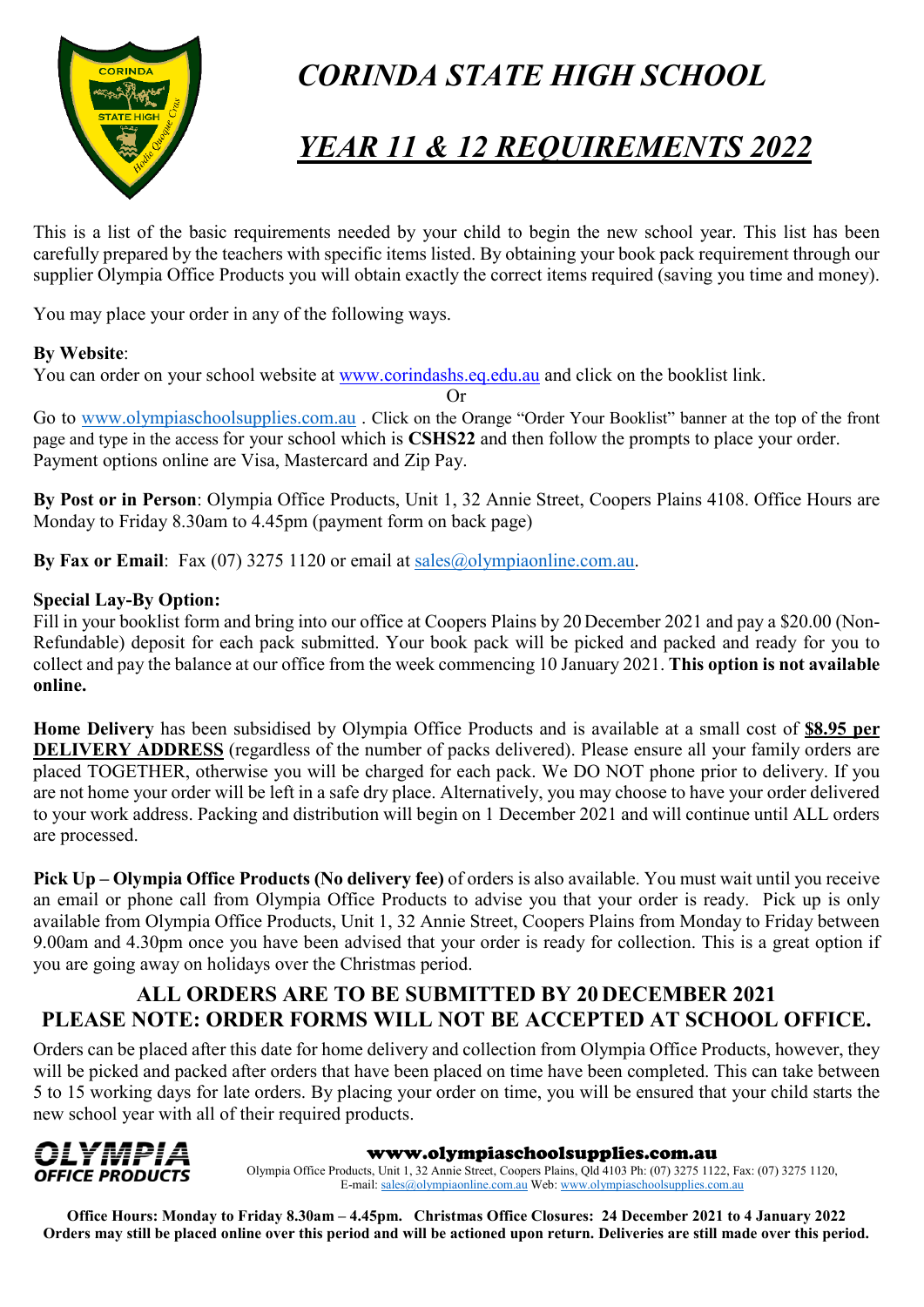# *CORINDA STATE HIGH SCHOOL*

## *YEAR 11 & 12 REQUIREMENTS 2022*

This is a list of the basic requirements needed by your child to begin the new school year. This list has been carefully prepared by the teachers with specific items listed. By obtaining your book pack requirement through our supplier Olympia Office Products you will obtain exactly the correct items required (saving you time and money).

You may place your order in any of the following ways.

**By Website**:
You can order on your school website at www.corindashs.eq.edu.au and click on the booklist link.

Or

Go to www.olympiaschoolsupplies.com.au . Click on the Orange "Order Your Booklist" banner at the top of the front page and type in the access for your school which is **CSHS22** and then follow the prompts to place your order. Payment options online are Visa, Mastercard and Zip Pay.

**By Post or in Person**: Olympia Office Products, Unit 1, 32 Annie Street, Coopers Plains 4108. Office Hours are Monday to Friday 8.30am to 4.45pm (payment form on back page)

**By Fax or Email**: Fax (07) 3275 1120 or email at sales@olympiaonline.com.au.

**Special Lay-By Option:**
Fill in your booklist form and bring into our office at Coopers Plains by 20 December 2021 and pay a $20.00 (Non-Refundable) deposit for each pack submitted. Your book pack will be picked and packed and ready for you to collect and pay the balance at our office from the week commencing 10 January 2021. **This option is not available online.**

**Home Delivery** has been subsidised by Olympia Office Products and is available at a small cost of **$8.95 per DELIVERY ADDRESS** (regardless of the number of packs delivered). Please ensure all your family orders are placed TOGETHER, otherwise you will be charged for each pack. We DO NOT phone prior to delivery. If you are not home your order will be left in a safe dry place. Alternatively, you may choose to have your order delivered to your work address. Packing and distribution will begin on 1 December 2021 and will continue until ALL orders are processed.

**Pick Up – Olympia Office Products (No delivery fee)** of orders is also available. You must wait until you receive an email or phone call from Olympia Office Products to advise you that your order is ready. Pick up is only available from Olympia Office Products, Unit 1, 32 Annie Street, Coopers Plains from Monday to Friday between 9.00am and 4.30pm once you have been advised that your order is ready for collection. This is a great option if you are going away on holidays over the Christmas period.

### ALL ORDERS ARE TO BE SUBMITTED BY 20 DECEMBER 2021
### PLEASE NOTE: ORDER FORMS WILL NOT BE ACCEPTED AT SCHOOL OFFICE.

Orders can be placed after this date for home delivery and collection from Olympia Office Products, however, they will be picked and packed after orders that have been placed on time have been completed. This can take between 5 to 15 working days for late orders. By placing your order on time, you will be ensured that your child starts the new school year with all of their required products.

**OLYMPIA OFFICE PRODUCTS**

**www.olympiaschoolsupplies.com.au**
Olympia Office Products, Unit 1, 32 Annie Street, Coopers Plains, Qld 4103 Ph: (07) 3275 1122, Fax: (07) 3275 1120,
E-mail: sales@olympiaonline.com.au Web: www.olympiaschoolsupplies.com.au

**Office Hours: Monday to Friday 8.30am – 4.45pm. Christmas Office Closures: 24 December 2021 to 4 January 2022**
**Orders may still be placed online over this period and will be actioned upon return. Deliveries are still made over this period.**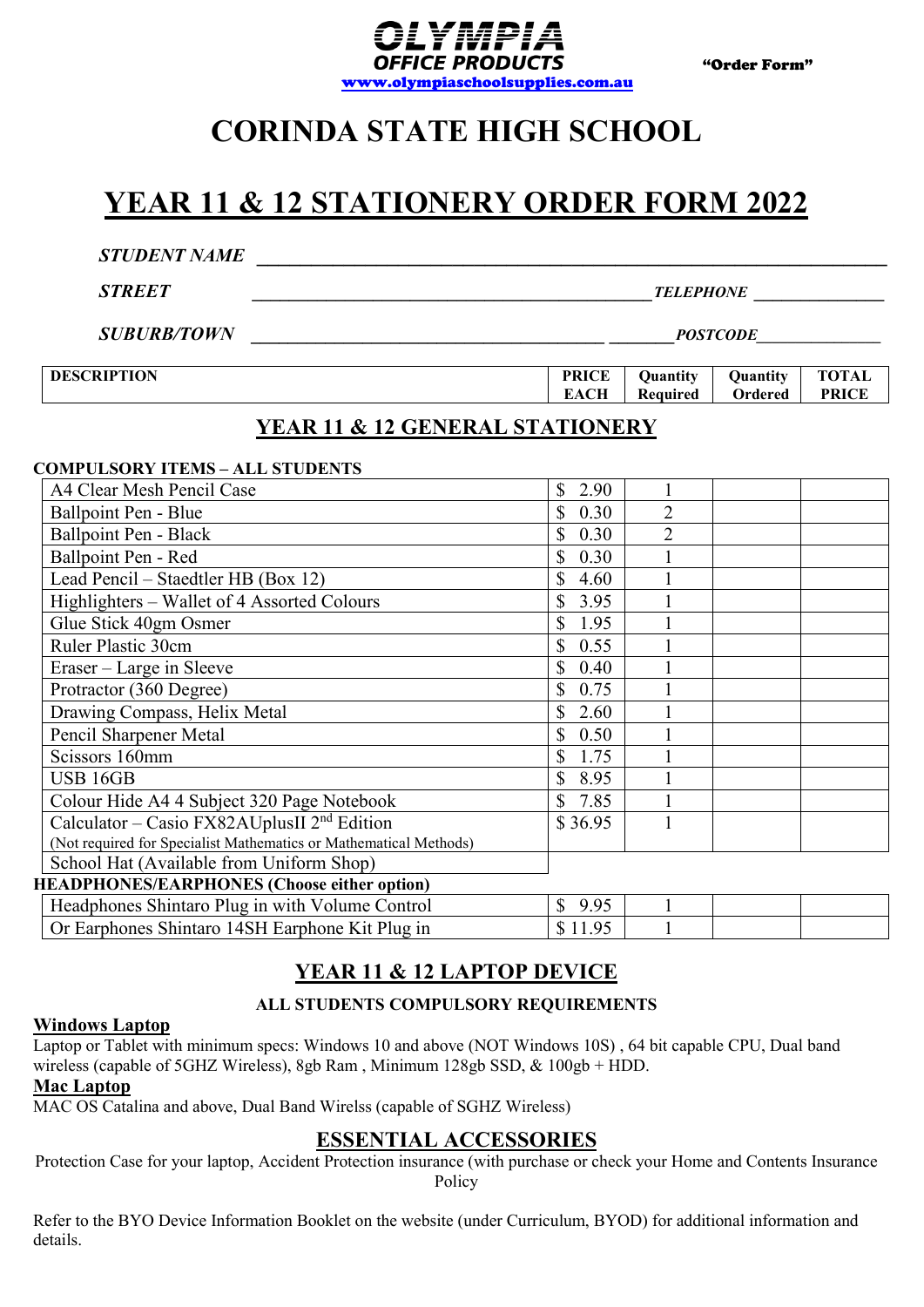**OLYMPIA OFFICE PRODUCTS**
www.olympiaschoolsupplies.com.au

**"Order Form"**

# CORINDA STATE HIGH SCHOOL

# YEAR 11 & 12 STATIONERY ORDER FORM 2022

***STUDENT NAME*** ____________________________________________

***STREET*** ____________________________________________ ***TELEPHONE*** _______________

***SUBURB/TOWN*** ____________________________________________ ***POSTCODE*** _______________

| DESCRIPTION | PRICE EACH | Quantity Required | Quantity Ordered | TOTAL PRICE |
|---|---|---|---|---|
| **YEAR 11 & 12 GENERAL STATIONERY** | | | | |
| **COMPULSORY ITEMS – ALL STUDENTS** | | | | |
| A4 Clear Mesh Pencil Case | $ 2.90 | 1 | | |
| Ballpoint Pen - Blue | $ 0.30 | 2 | | |
| Ballpoint Pen - Black | $ 0.30 | 2 | | |
| Ballpoint Pen - Red | $ 0.30 | 1 | | |
| Lead Pencil – Staedtler HB (Box 12) | $ 4.60 | 1 | | |
| Highlighters – Wallet of 4 Assorted Colours | $ 3.95 | 1 | | |
| Glue Stick 40gm Osmer | $ 1.95 | 1 | | |
| Ruler Plastic 30cm | $ 0.55 | 1 | | |
| Eraser – Large in Sleeve | $ 0.40 | 1 | | |
| Protractor (360 Degree) | $ 0.75 | 1 | | |
| Drawing Compass, Helix Metal | $ 2.60 | 1 | | |
| Pencil Sharpener Metal | $ 0.50 | 1 | | |
| Scissors 160mm | $ 1.75 | 1 | | |
| USB 16GB | $ 8.95 | 1 | | |
| Colour Hide A4 4 Subject 320 Page Notebook | $ 7.85 | 1 | | |
| Calculator – Casio FX82AUplusII 2nd Edition (Not required for Specialist Mathematics or Mathematical Methods) | $ 36.95 | 1 | | |
| School Hat (Available from Uniform Shop) | | | | |
| **HEADPHONES/EARPHONES (Choose either option)** | | | | |
| Headphones Shintaro Plug in with Volume Control | $ 9.95 | 1 | | |
| Or Earphones Shintaro 14SH Earphone Kit Plug in | $ 11.95 | 1 | | |

## YEAR 11 & 12 LAPTOP DEVICE

**ALL STUDENTS COMPULSORY REQUIREMENTS**

**Windows Laptop**

Laptop or Tablet with minimum specs: Windows 10 and above (NOT Windows 10S) , 64 bit capable CPU, Dual band wireless (capable of 5GHZ Wireless), 8gb Ram , Minimum 128gb SSD, & 100gb + HDD.

**Mac Laptop**

MAC OS Catalina and above, Dual Band Wirelss (capable of SGHZ Wireless)

## ESSENTIAL ACCESSORIES

Protection Case for your laptop, Accident Protection insurance (with purchase or check your Home and Contents Insurance Policy

Refer to the BYO Device Information Booklet on the website (under Curriculum, BYOD) for additional information and details.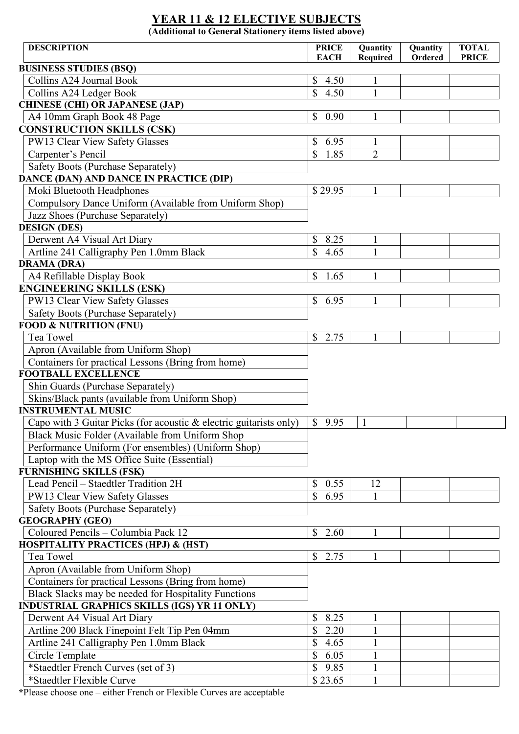# YEAR 11 & 12 ELECTIVE SUBJECTS

**(Additional to General Stationery items listed above)**

| DESCRIPTION | PRICE EACH | Quantity Required | Quantity Ordered | TOTAL PRICE |
|---|---|---|---|---|
| **BUSINESS STUDIES (BSQ)** | | | | |
| Collins A24 Journal Book | $ 4.50 | 1 | | |
| Collins A24 Ledger Book | $ 4.50 | 1 | | |
| **CHINESE (CHI) OR JAPANESE (JAP)** | | | | |
| A4 10mm Graph Book 48 Page | $ 0.90 | 1 | | |
| **CONSTRUCTION SKILLS (CSK)** | | | | |
| PW13 Clear View Safety Glasses | $ 6.95 | 1 | | |
| Carpenter's Pencil | $ 1.85 | 2 | | |
| Safety Boots (Purchase Separately) | | | | |
| **DANCE (DAN) AND DANCE IN PRACTICE (DIP)** | | | | |
| Moki Bluetooth Headphones | $ 29.95 | 1 | | |
| Compulsory Dance Uniform (Available from Uniform Shop) | | | | |
| Jazz Shoes (Purchase Separately) | | | | |
| **DESIGN (DES)** | | | | |
| Derwent A4 Visual Art Diary | $ 8.25 | 1 | | |
| Artline 241 Calligraphy Pen 1.0mm Black | $ 4.65 | 1 | | |
| **DRAMA (DRA)** | | | | |
| A4 Refillable Display Book | $ 1.65 | 1 | | |
| **ENGINEERING SKILLS (ESK)** | | | | |
| PW13 Clear View Safety Glasses | $ 6.95 | 1 | | |
| Safety Boots (Purchase Separately) | | | | |
| **FOOD & NUTRITION (FNU)** | | | | |
| Tea Towel | $ 2.75 | 1 | | |
| Apron (Available from Uniform Shop) | | | | |
| Containers for practical Lessons (Bring from home) | | | | |
| **FOOTBALL EXCELLENCE** | | | | |
| Shin Guards (Purchase Separately) | | | | |
| Skins/Black pants (available from Uniform Shop) | | | | |
| **INSTRUMENTAL MUSIC** | | | | |
| Capo with 3 Guitar Picks (for acoustic & electric guitarists only) | $ 9.95 | 1 | | |
| Black Music Folder (Available from Uniform Shop | | | | |
| Performance Uniform (For ensembles) (Uniform Shop) | | | | |
| Laptop with the MS Office Suite (Essential) | | | | |
| **FURNISHING SKILLS (FSK)** | | | | |
| Lead Pencil – Staedtler Tradition 2H | $ 0.55 | 12 | | |
| PW13 Clear View Safety Glasses | $ 6.95 | 1 | | |
| Safety Boots (Purchase Separately) | | | | |
| **GEOGRAPHY (GEO)** | | | | |
| Coloured Pencils – Columbia Pack 12 | $ 2.60 | 1 | | |
| **HOSPITALITY PRACTICES (HPJ) & (HST)** | | | | |
| Tea Towel | $ 2.75 | 1 | | |
| Apron (Available from Uniform Shop) | | | | |
| Containers for practical Lessons (Bring from home) | | | | |
| Black Slacks may be needed for Hospitality Functions | | | | |
| **INDUSTRIAL GRAPHICS SKILLS (IGS) YR 11 ONLY)** | | | | |
| Derwent A4 Visual Art Diary | $ 8.25 | 1 | | |
| Artline 200 Black Finepoint Felt Tip Pen 04mm | $ 2.20 | 1 | | |
| Artline 241 Calligraphy Pen 1.0mm Black | $ 4.65 | 1 | | |
| Circle Template | $ 6.05 | 1 | | |
| *Staedtler French Curves (set of 3) | $ 9.85 | 1 | | |
| *Staedtler Flexible Curve | $ 23.65 | 1 | | |

*Please choose one – either French or Flexible Curves are acceptable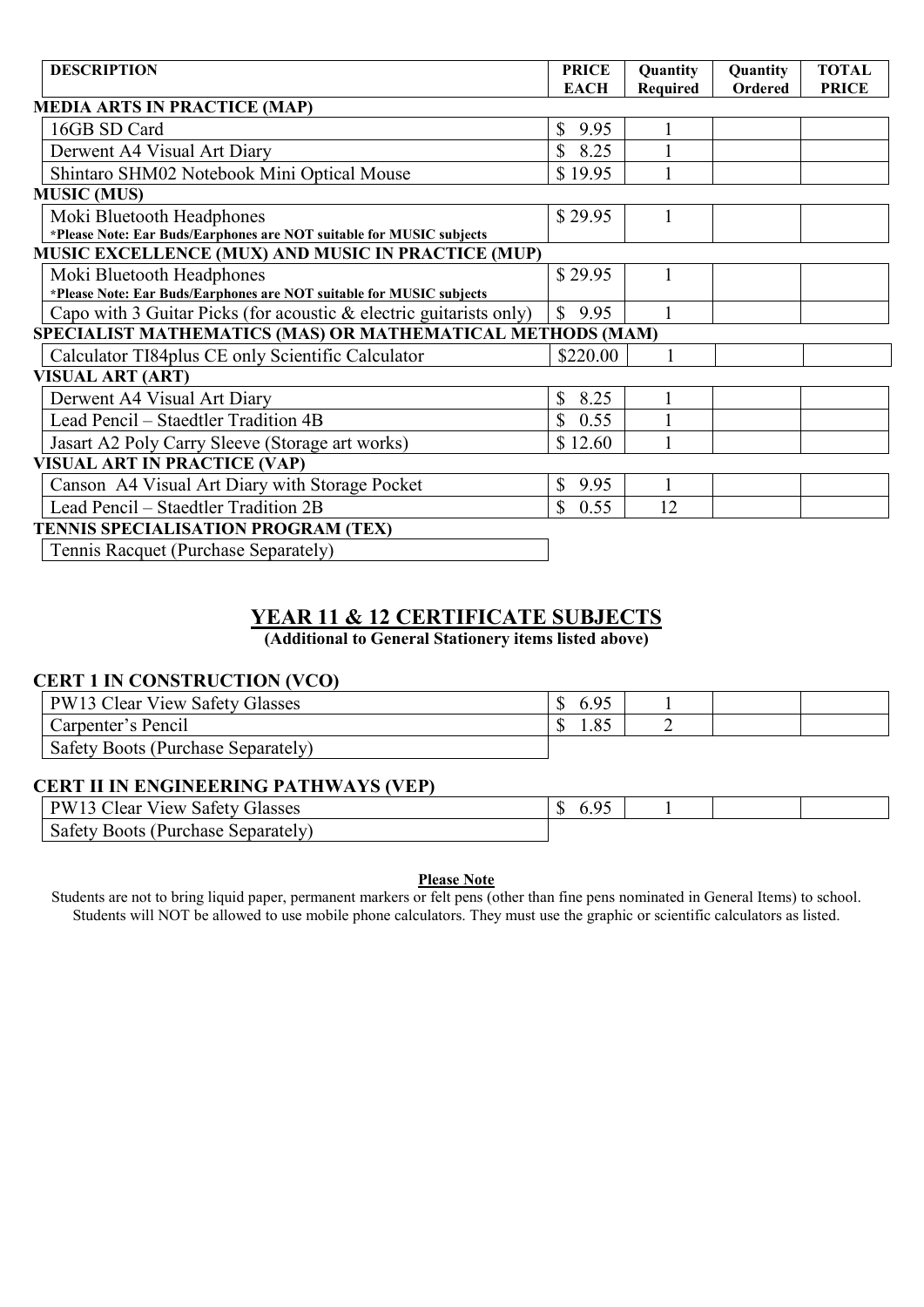| DESCRIPTION | PRICE EACH | Quantity Required | Quantity Ordered | TOTAL PRICE |
|---|---|---|---|---|
| **MEDIA ARTS IN PRACTICE (MAP)** | | | | |
| 16GB SD Card | $ 9.95 | 1 | | |
| Derwent A4 Visual Art Diary | $ 8.25 | 1 | | |
| Shintaro SHM02 Notebook Mini Optical Mouse | $ 19.95 | 1 | | |
| **MUSIC (MUS)** | | | | |
| Moki Bluetooth Headphones **\*Please Note: Ear Buds/Earphones are NOT suitable for MUSIC subjects** | $ 29.95 | 1 | | |
| **MUSIC EXCELLENCE (MUX) AND MUSIC IN PRACTICE (MUP)** | | | | |
| Moki Bluetooth Headphones **\*Please Note: Ear Buds/Earphones are NOT suitable for MUSIC subjects** | $ 29.95 | 1 | | |
| Capo with 3 Guitar Picks (for acoustic & electric guitarists only) | $ 9.95 | 1 | | |
| **SPECIALIST MATHEMATICS (MAS) OR MATHEMATICAL METHODS (MAM)** | | | | |
| Calculator TI84plus CE only Scientific Calculator | $220.00 | 1 | | |
| **VISUAL ART (ART)** | | | | |
| Derwent A4 Visual Art Diary | $ 8.25 | 1 | | |
| Lead Pencil – Staedtler Tradition 4B | $ 0.55 | 1 | | |
| Jasart A2 Poly Carry Sleeve (Storage art works) | $ 12.60 | 1 | | |
| **VISUAL ART IN PRACTICE (VAP)** | | | | |
| Canson A4 Visual Art Diary with Storage Pocket | $ 9.95 | 1 | | |
| Lead Pencil – Staedtler Tradition 2B | $ 0.55 | 12 | | |
| **TENNIS SPECIALISATION PROGRAM (TEX)** | | | | |
| Tennis Racquet (Purchase Separately) | | | | |

## YEAR 11 & 12 CERTIFICATE SUBJECTS

**(Additional to General Stationery items listed above)**

### CERT 1 IN CONSTRUCTION (VCO)

| DESCRIPTION | PRICE EACH | Quantity Required | Quantity Ordered | TOTAL PRICE |
|---|---|---|---|---|
| PW13 Clear View Safety Glasses | $ 6.95 | 1 | | |
| Carpenter's Pencil | $ 1.85 | 2 | | |
| Safety Boots (Purchase Separately) | | | | |

### CERT II IN ENGINEERING PATHWAYS (VEP)

| DESCRIPTION | PRICE EACH | Quantity Required | Quantity Ordered | TOTAL PRICE |
|---|---|---|---|---|
| PW13 Clear View Safety Glasses | $ 6.95 | 1 | | |
| Safety Boots (Purchase Separately) | | | | |

**Please Note**

Students are not to bring liquid paper, permanent markers or felt pens (other than fine pens nominated in General Items) to school. Students will NOT be allowed to use mobile phone calculators. They must use the graphic or scientific calculators as listed.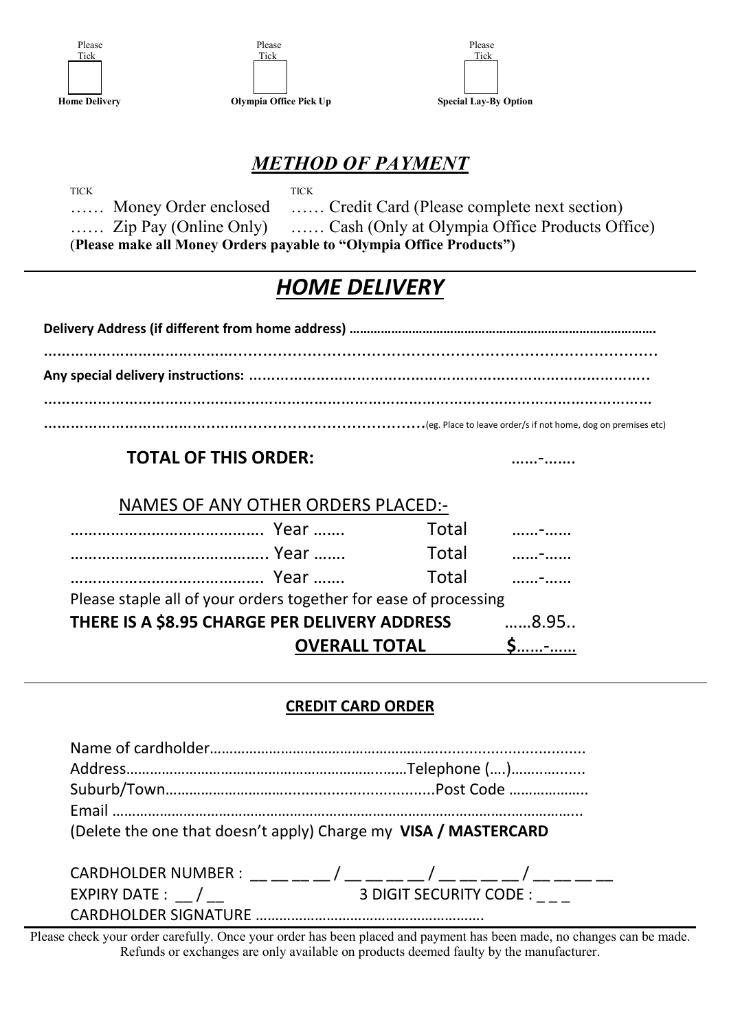| Please Tick | Please Tick | Please Tick |
|---|---|---|
| ☐ | ☐ | ☐ |
| **Home Delivery** | **Olympia Office Pick Up** | **Special Lay-By Option** |

## ***METHOD OF PAYMENT***

| TICK | TICK |
|---|---|
| …… Money Order enclosed | …… Credit Card (Please complete next section) |
| …… Zip Pay (Online Only) | …… Cash (Only at Olympia Office Products Office) |

(**Please make all Money Orders payable to "Olympia Office Products")**

---

# ***HOME DELIVERY***

**Delivery Address (if different from home address) ……………………………………………………………………………**

……………………………………………………………………………………………………………

**Any special delivery instructions:** ……………………………………………………………………………

……………………………………………………………………………………………………………

……………………………………………………………………(eg. Place to leave order/s if not home, dog on premises etc)

**TOTAL OF THIS ORDER:** ……-…….

NAMES OF ANY OTHER ORDERS PLACED:-

| | | | |
|---|---|---|---|
| …………………………………… | Year ……. | Total | ……-…… |
| …………………………………… | Year ……. | Total | ……-…… |
| …………………………………… | Year ……. | Total | ……-…… |

Please staple all of your orders together for ease of processing

**THERE IS A $8.95 CHARGE PER DELIVERY ADDRESS** ……8.95..

**OVERALL TOTAL** **$**……-……

---

## **CREDIT CARD ORDER**

Name of cardholder…………………………………………………………………………………

Address……………………………………………………………Telephone (….)……………..

Suburb/Town………………………………………………………Post Code ………………..

Email ………………………………………………………………………………………………..

(Delete the one that doesn't apply) Charge my **VISA / MASTERCARD**

CARDHOLDER NUMBER : __ __ __ __ / __ __ __ __ / __ __ __ __ / __ __ __ __

EXPIRY DATE : __ / __ 3 DIGIT SECURITY CODE : _ _ _

CARDHOLDER SIGNATURE …………………………………………………

---

Please check your order carefully. Once your order has been placed and payment has been made, no changes can be made. Refunds or exchanges are only available on products deemed faulty by the manufacturer.